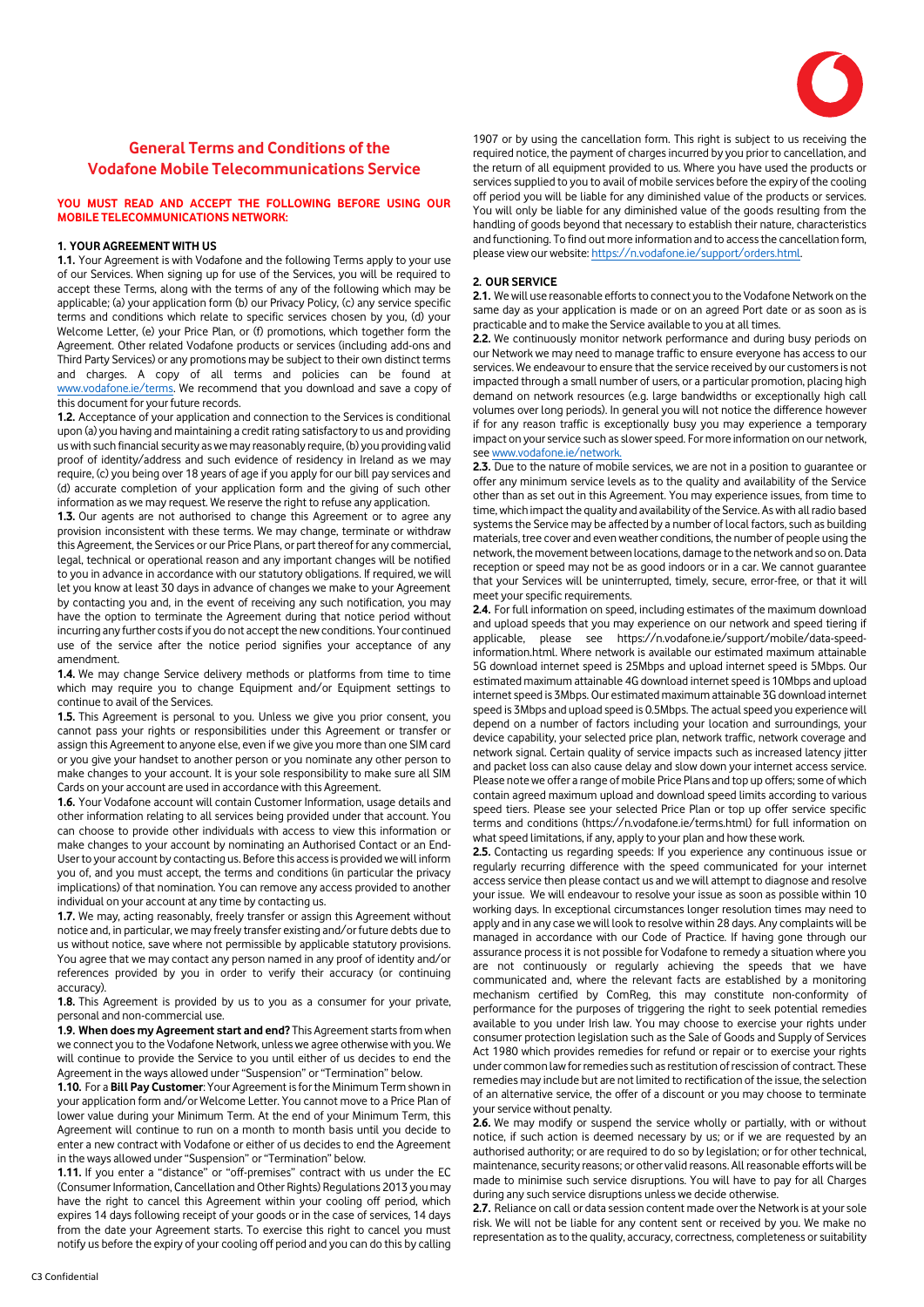# General Terms and Conditions of the Vodafone Mobile Telecommunications Service

**YOU MUST READ AND ACCEPT THE FOLLOWING BEFORE USING OUR MOBILE TELECOMMUNICATIONS NETWORK:**

## 1. YOUR AGREEMENT WITH US

**1.1.** Your Agreement is with Vodafone and the following Terms apply to your use of our Services. When signing up for use of the Services, you will be required to accept these Terms, along with the terms of any of the following which may be applicable; (a) your application form (b) our Privacy Policy, (c) any service specific terms and conditions which relate to specific services chosen by you, (d) your Welcome Letter, (e) your Price Plan, or (f) promotions, which together form the Agreement. Other related Vodafone products or services (including add-ons and Third Party Services) or any promotions may be subject to their own distinct terms and conditions. A copy of all terms and policies can be found at www.vodafone.ie/terms. We recommend that you download and save a copy of this document for your future records.

**1.2.** Acceptance of your application and connection to the Services is conditional upon (a) you having and maintaining a credit rating satisfactory to us and providing us with such financial security as we may reasonably require, (b) you providing valid proof of identity/address and such evidence of residency in Ireland as we may require, (c) you being over 18 years of age if you apply for our bill pay services and (d) accurate completion of your application form and the giving of such other information as we may request. We reserve the right to refuse any application.

**1.3.** Our agents are not authorised to change this Agreement or to agree any provision inconsistent with these terms. We may change, terminate or withdraw this Agreement, the Services or our Price Plans, or part thereof for any commercial, legal, technical or operational reason and any important changes will be notified to you in advance in accordance with our statutory obligations. If required, we will let you know at least 30 days in advance of changes we make to your Agreement by contacting you and, in the event of receiving any such notification, you may have the option to terminate the Agreement during that notice period without incurring any further costs if you do not accept the new conditions. Your continued use of the service after the notice period signifies your acceptance of any amendment.

**1.4.** We may change Service delivery methods or platforms from time to time which may require you to change Equipment and/or Equipment settings to continue to avail of the Services.

**1.5.** This Agreement is personal to you. Unless we give you prior consent, you cannot pass your rights or responsibilities under this Agreement or transfer or assign this Agreement to anyone else, even if we give you more than one SIM card or you give your handset to another person or you nominate any other person to make changes to your account. It is your sole responsibility to make sure all SIM Cards on your account are used in accordance with this Agreement.

**1.6.** Your Vodafone account will contain Customer Information, usage details and other information relating to all services being provided under that account. You can choose to provide other individuals with access to view this information or make changes to your account by nominating an Authorised Contact or an End-User to your account by contacting us. Before this access is provided we will inform you of, and you must accept, the terms and conditions (in particular the privacy implications) of that nomination. You can remove any access provided to another individual on your account at any time by contacting us.

**1.7.** We may, acting reasonably, freely transfer or assign this Agreement without notice and, in particular, we may freely transfer existing and/or future debts due to us without notice, save where not permissible by applicable statutory provisions. You agree that we may contact any person named in any proof of identity and/or references provided by you in order to verify their accuracy (or continuing accuracy).

**1.8.** This Agreement is provided by us to you as a consumer for your private, personal and non-commercial use.

**1.9. When does my Agreement start and end?** This Agreement starts from when we connect you to the Vodafone Network, unless we agree otherwise with you. We will continue to provide the Service to you until either of us decides to end the Agreement in the ways allowed under "Suspension" or "Termination" below.

**1.10.** For a **Bill Pay Customer**: Your Agreement is for the Minimum Term shown in your application form and/or Welcome Letter. You cannot move to a Price Plan of lower value during your Minimum Term. At the end of your Minimum Term, this Agreement will continue to run on a month to month basis until you decide to enter a new contract with Vodafone or either of us decides to end the Agreement in the ways allowed under "Suspension" or "Termination" below.

**1.11.** If you enter a "distance" or "off-premises" contract with us under the EC (Consumer Information, Cancellation and Other Rights) Regulations 2013 you may have the right to cancel this Agreement within your cooling off period, which expires 14 days following receipt of your goods or in the case of services, 14 days from the date your Agreement starts. To exercise this right to cancel you must notify us before the expiry of your cooling off period and you can do this by calling 1907 or by using the cancellation form. This right is subject to us receiving the required notice, the payment of charges incurred by you prior to cancellation, and the return of all equipment provided to us. Where you have used the products or services supplied to you to avail of mobile services before the expiry of the cooling off period you will be liable for any diminished value of the products or services. You will only be liable for any diminished value of the goods resulting from the handling of goods beyond that necessary to establish their nature, characteristics and functioning. To find out more information and to access the cancellation form, please view our website: https://n.vodafone.ie/support/orders.html.

## 2. OUR SERVICE

**2.1.** We will use reasonable efforts to connect you to the Vodafone Network on the same day as your application is made or on an agreed Port date or as soon as is practicable and to make the Service available to you at all times.

**2.2.** We continuously monitor network performance and during busy periods on our Network we may need to manage traffic to ensure everyone has access to our services. We endeavour to ensure that the service received by our customers is not impacted through a small number of users, or a particular promotion, placing high demand on network resources (e.g. large bandwidths or exceptionally high call volumes over long periods). In general you will not notice the difference however if for any reason traffic is exceptionally busy you may experience a temporary impact on your service such as slower speed. For more information on our network, see www.vodafone.ie/network.

**2.3.** Due to the nature of mobile services, we are not in a position to guarantee or offer any minimum service levels as to the quality and availability of the Service other than as set out in this Agreement. You may experience issues, from time to time, which impact the quality and availability of the Service. As with all radio based systems the Service may be affected by a number of local factors, such as building materials, tree cover and even weather conditions, the number of people using the network, the movement between locations, damage to the network and so on. Data reception or speed may not be as good indoors or in a car. We cannot guarantee that your Services will be uninterrupted, timely, secure, error-free, or that it will meet your specific requirements.

**2.4.** For full information on speed, including estimates of the maximum download and upload speeds that you may experience on our network and speed tiering if applicable, please see https://n.vodafone.ie/support/mobile/data-speed-information.html. Where network is available our estimated maximum attainable 5G download internet speed is 25Mbps and upload internet speed is 5Mbps. Our estimated maximum attainable 4G download internet speed is 10Mbps and upload internet speed is 3Mbps. Our estimated maximum attainable 3G download internet speed is 3Mbps and upload speed is 0.5Mbps. The actual speed you experience will depend on a number of factors including your location and surroundings, your device capability, your selected price plan, network traffic, network coverage and network signal. Certain quality of service impacts such as increased latency jitter and packet loss can also cause delay and slow down your internet access service. Please note we offer a range of mobile Price Plans and top up offers; some of which contain agreed maximum upload and download speed limits according to various speed tiers. Please see your selected Price Plan or top up offer service specific terms and conditions (https://n.vodafone.ie/terms.html) for full information on what speed limitations, if any, apply to your plan and how these work.

**2.5.** Contacting us regarding speeds: If you experience any continuous issue or regularly recurring difference with the speed communicated for your internet access service then please contact us and we will attempt to diagnose and resolve your issue. We will endeavour to resolve your issue as soon as possible within 10 working days. In exceptional circumstances longer resolution times may need to apply and in any case we will look to resolve within 28 days. Any complaints will be managed in accordance with our Code of Practice. If having gone through our assurance process it is not possible for Vodafone to remedy a situation where you are not continuously or regularly achieving the speeds that we have communicated and, where the relevant facts are established by a monitoring mechanism certified by ComReg, this may constitute non-conformity of performance for the purposes of triggering the right to seek potential remedies available to you under Irish law. You may choose to exercise your rights under consumer protection legislation such as the Sale of Goods and Supply of Services Act 1980 which provides remedies for refund or repair or to exercise your rights under common law for remedies such as restitution of rescission of contract. These remedies may include but are not limited to rectification of the issue, the selection of an alternative service, the offer of a discount or you may choose to terminate your service without penalty.

**2.6.** We may modify or suspend the service wholly or partially, with or without notice, if such action is deemed necessary by us; or if we are requested by an authorised authority; or are required to do so by legislation; or for other technical, maintenance, security reasons; or other valid reasons. All reasonable efforts will be made to minimise such service disruptions. You will have to pay for all Charges during any such service disruptions unless we decide otherwise.

**2.7.** Reliance on call or data session content made over the Network is at your sole risk. We will not be liable for any content sent or received by you. We make no representation as to the quality, accuracy, correctness, completeness or suitability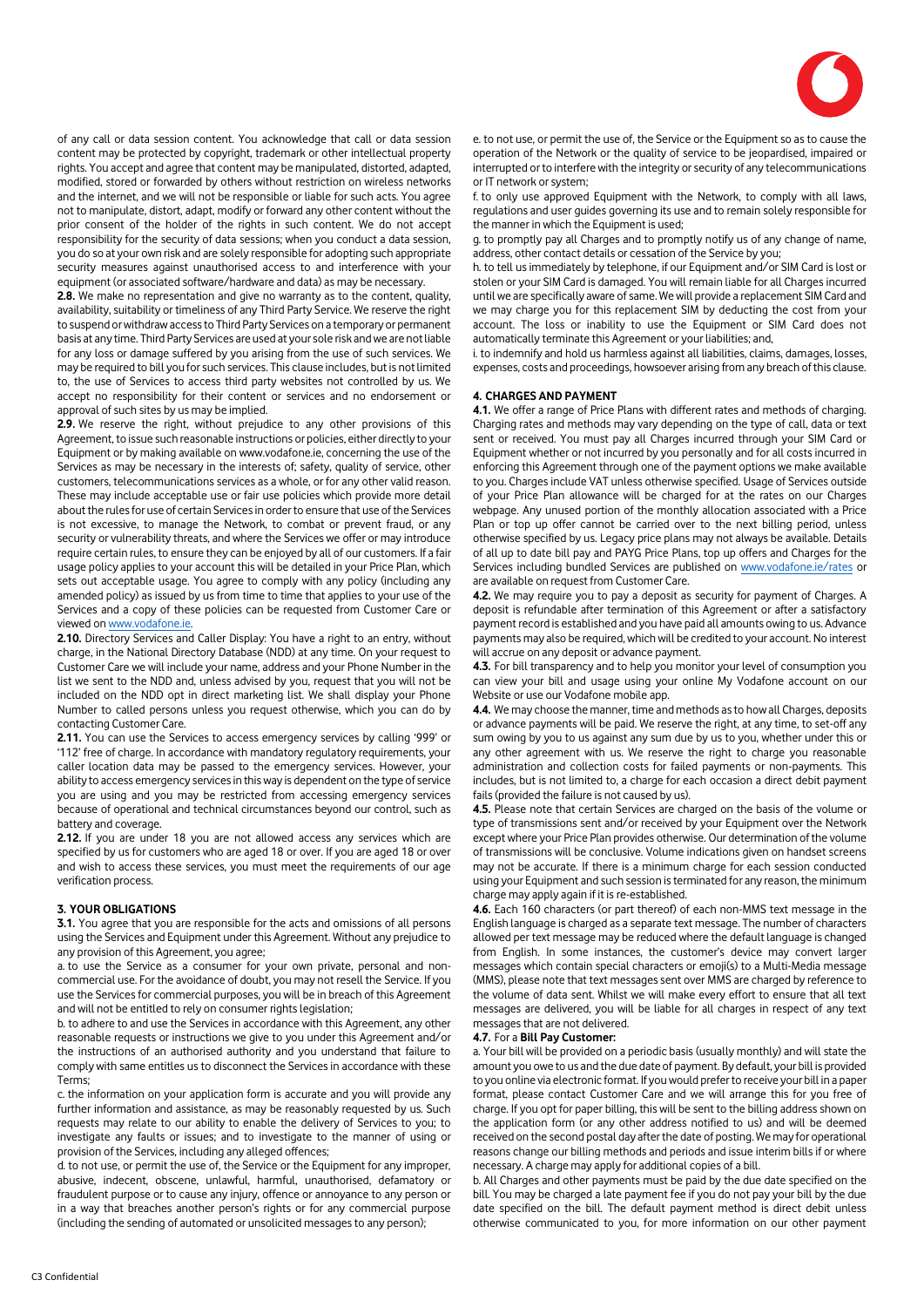of any call or data session content. You acknowledge that call or data session content may be protected by copyright, trademark or other intellectual property rights. You accept and agree that content may be manipulated, distorted, adapted, modified, stored or forwarded by others without restriction on wireless networks and the internet, and we will not be responsible or liable for such acts. You agree not to manipulate, distort, adapt, modify or forward any other content without the prior consent of the holder of the rights in such content. We do not accept responsibility for the security of data sessions; when you conduct a data session, you do so at your own risk and are solely responsible for adopting such appropriate security measures against unauthorised access to and interference with your equipment (or associated software/hardware and data) as may be necessary.

**2.8.** We make no representation and give no warranty as to the content, quality, availability, suitability or timeliness of any Third Party Service. We reserve the right to suspend or withdraw access to Third Party Services on a temporary or permanent basis at any time. Third Party Services are used at your sole risk and we are not liable for any loss or damage suffered by you arising from the use of such services. We may be required to bill you for such services. This clause includes, but is not limited to, the use of Services to access third party websites not controlled by us. We accept no responsibility for their content or services and no endorsement or approval of such sites by us may be implied.

**2.9.** We reserve the right, without prejudice to any other provisions of this Agreement, to issue such reasonable instructions or policies, either directly to your Equipment or by making available on www.vodafone.ie, concerning the use of the Services as may be necessary in the interests of; safety, quality of service, other customers, telecommunications services as a whole, or for any other valid reason. These may include acceptable use or fair use policies which provide more detail about the rules for use of certain Services in order to ensure that use of the Services is not excessive, to manage the Network, to combat or prevent fraud, or any security or vulnerability threats, and where the Services we offer or may introduce require certain rules, to ensure they can be enjoyed by all of our customers. If a fair usage policy applies to your account this will be detailed in your Price Plan, which sets out acceptable usage. You agree to comply with any policy (including any amended policy) as issued by us from time to time that applies to your use of the Services and a copy of these policies can be requested from Customer Care or viewed on www.vodafone.ie.

**2.10.** Directory Services and Caller Display: You have a right to an entry, without charge, in the National Directory Database (NDD) at any time. On your request to Customer Care we will include your name, address and your Phone Number in the list we sent to the NDD and, unless advised by you, request that you will not be included on the NDD opt in direct marketing list. We shall display your Phone Number to called persons unless you request otherwise, which you can do by contacting Customer Care.

**2.11.** You can use the Services to access emergency services by calling '999' or '112' free of charge. In accordance with mandatory regulatory requirements, your caller location data may be passed to the emergency services. However, your ability to access emergency services in this way is dependent on the type of service you are using and you may be restricted from accessing emergency services because of operational and technical circumstances beyond our control, such as battery and coverage.

**2.12.** If you are under 18 you are not allowed access any services which are specified by us for customers who are aged 18 or over. If you are aged 18 or over and wish to access these services, you must meet the requirements of our age verification process.

## 3. YOUR OBLIGATIONS

**3.1.** You agree that you are responsible for the acts and omissions of all persons using the Services and Equipment under this Agreement. Without any prejudice to any provision of this Agreement, you agree;

a. to use the Service as a consumer for your own private, personal and non-commercial use. For the avoidance of doubt, you may not resell the Service. If you use the Services for commercial purposes, you will be in breach of this Agreement and will not be entitled to rely on consumer rights legislation;

b. to adhere to and use the Services in accordance with this Agreement, any other reasonable requests or instructions we give to you under this Agreement and/or the instructions of an authorised authority and you understand that failure to comply with same entitles us to disconnect the Services in accordance with these Terms;

c. the information on your application form is accurate and you will provide any further information and assistance, as may be reasonably requested by us. Such requests may relate to our ability to enable the delivery of Services to you; to investigate any faults or issues; and to investigate to the manner of using or provision of the Services, including any alleged offences;

d. to not use, or permit the use of, the Service or the Equipment for any improper, abusive, indecent, obscene, unlawful, harmful, unauthorised, defamatory or fraudulent purpose or to cause any injury, offence or annoyance to any person or in a way that breaches another person's rights or for any commercial purpose (including the sending of automated or unsolicited messages to any person);

e. to not use, or permit the use of, the Service or the Equipment so as to cause the operation of the Network or the quality of service to be jeopardised, impaired or interrupted or to interfere with the integrity or security of any telecommunications or IT network or system;

f. to only use approved Equipment with the Network, to comply with all laws, regulations and user guides governing its use and to remain solely responsible for the manner in which the Equipment is used;

g. to promptly pay all Charges and to promptly notify us of any change of name, address, other contact details or cessation of the Service by you;

h. to tell us immediately by telephone, if our Equipment and/or SIM Card is lost or stolen or your SIM Card is damaged. You will remain liable for all Charges incurred until we are specifically aware of same. We will provide a replacement SIM Card and we may charge you for this replacement SIM by deducting the cost from your account. The loss or inability to use the Equipment or SIM Card does not automatically terminate this Agreement or your liabilities; and,

i. to indemnify and hold us harmless against all liabilities, claims, damages, losses, expenses, costs and proceedings, howsoever arising from any breach of this clause.

## 4. CHARGES AND PAYMENT

**4.1.** We offer a range of Price Plans with different rates and methods of charging. Charging rates and methods may vary depending on the type of call, data or text sent or received. You must pay all Charges incurred through your SIM Card or Equipment whether or not incurred by you personally and for all costs incurred in enforcing this Agreement through one of the payment options we make available to you. Charges include VAT unless otherwise specified. Usage of Services outside of your Price Plan allowance will be charged for at the rates on our Charges webpage. Any unused portion of the monthly allocation associated with a Price Plan or top up offer cannot be carried over to the next billing period, unless otherwise specified by us. Legacy price plans may not always be available. Details of all up to date bill pay and PAYG Price Plans, top up offers and Charges for the Services including bundled Services are published on www.vodafone.ie/rates or are available on request from Customer Care.

**4.2.** We may require you to pay a deposit as security for payment of Charges. A deposit is refundable after termination of this Agreement or after a satisfactory payment record is established and you have paid all amounts owing to us. Advance payments may also be required, which will be credited to your account. No interest will accrue on any deposit or advance payment.

**4.3.** For bill transparency and to help you monitor your level of consumption you can view your bill and usage using your online My Vodafone account on our Website or use our Vodafone mobile app.

**4.4.** We may choose the manner, time and methods as to how all Charges, deposits or advance payments will be paid. We reserve the right, at any time, to set-off any sum owing by you to us against any sum due by us to you, whether under this or any other agreement with us. We reserve the right to charge you reasonable administration and collection costs for failed payments or non-payments. This includes, but is not limited to, a charge for each occasion a direct debit payment fails (provided the failure is not caused by us).

**4.5.** Please note that certain Services are charged on the basis of the volume or type of transmissions sent and/or received by your Equipment over the Network except where your Price Plan provides otherwise. Our determination of the volume of transmissions will be conclusive. Volume indications given on handset screens may not be accurate. If there is a minimum charge for each session conducted using your Equipment and such session is terminated for any reason, the minimum charge may apply again if it is re-established.

**4.6.** Each 160 characters (or part thereof) of each non-MMS text message in the English language is charged as a separate text message. The number of characters allowed per text message may be reduced where the default language is changed from English. In some instances, the customer's device may convert larger messages which contain special characters or emoji(s) to a Multi-Media message (MMS), please note that text messages sent over MMS are charged by reference to the volume of data sent. Whilst we will make every effort to ensure that all text messages are delivered, you will be liable for all charges in respect of any text messages that are not delivered.

**4.7.** For a **Bill Pay Customer:**

a. Your bill will be provided on a periodic basis (usually monthly) and will state the amount you owe to us and the due date of payment. By default, your bill is provided to you online via electronic format. If you would prefer to receive your bill in a paper format, please contact Customer Care and we will arrange this for you free of charge. If you opt for paper billing, this will be sent to the billing address shown on the application form (or any other address notified to us) and will be deemed received on the second postal day after the date of posting. We may for operational reasons change our billing methods and periods and issue interim bills if or where necessary. A charge may apply for additional copies of a bill.

b. All Charges and other payments must be paid by the due date specified on the bill. You may be charged a late payment fee if you do not pay your bill by the due date specified on the bill. The default payment method is direct debit unless otherwise communicated to you, for more information on our other payment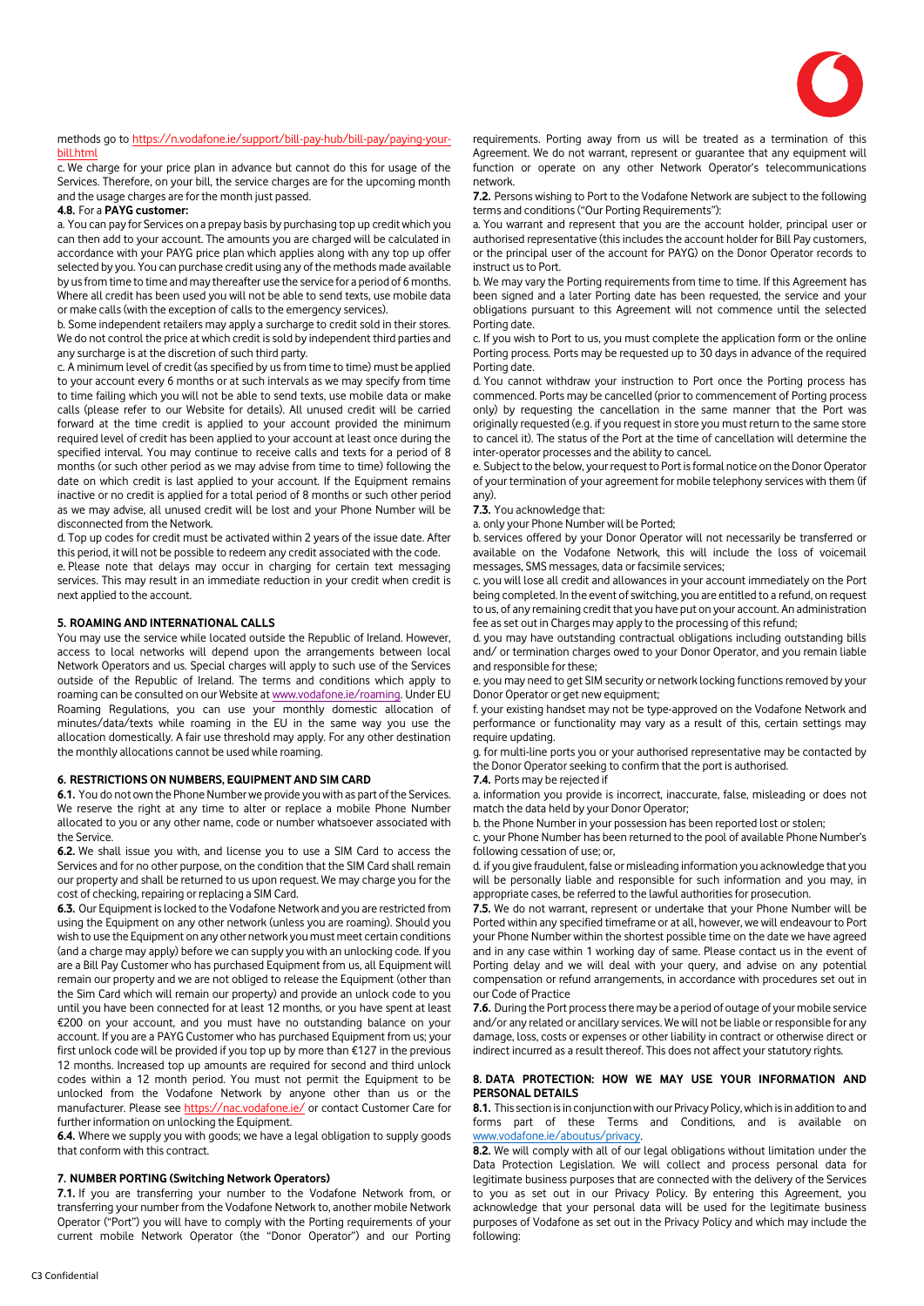methods go to [https://n.vodafone.ie/support/bill-pay-hub/bill-pay/paying-your-bill.html](https://n.vodafone.ie/support/bill-pay-hub/bill-pay/paying-your-bill.html)

c. We charge for your price plan in advance but cannot do this for usage of the Services. Therefore, on your bill, the service charges are for the upcoming month and the usage charges are for the month just passed.

**4.8.** For a **PAYG customer:**

a. You can pay for Services on a prepay basis by purchasing top up credit which you can then add to your account. The amounts you are charged will be calculated in accordance with your PAYG price plan which applies along with any top up offer selected by you. You can purchase credit using any of the methods made available by us from time to time and may thereafter use the service for a period of 6 months. Where all credit has been used you will not be able to send texts, use mobile data or make calls (with the exception of calls to the emergency services).

b. Some independent retailers may apply a surcharge to credit sold in their stores. We do not control the price at which credit is sold by independent third parties and any surcharge is at the discretion of such third party.

c. A minimum level of credit (as specified by us from time to time) must be applied to your account every 6 months or at such intervals as we may specify from time to time failing which you will not be able to send texts, use mobile data or make calls (please refer to our Website for details). All unused credit will be carried forward at the time credit is applied to your account provided the minimum required level of credit has been applied to your account at least once during the specified interval. You may continue to receive calls and texts for a period of 8 months (or such other period as we may advise from time to time) following the date on which credit is last applied to your account. If the Equipment remains inactive or no credit is applied for a total period of 8 months or such other period as we may advise, all unused credit will be lost and your Phone Number will be disconnected from the Network.

d. Top up codes for credit must be activated within 2 years of the issue date. After this period, it will not be possible to redeem any credit associated with the code.

e. Please note that delays may occur in charging for certain text messaging services. This may result in an immediate reduction in your credit when credit is next applied to the account.

## 5. ROAMING AND INTERNATIONAL CALLS

You may use the service while located outside the Republic of Ireland. However, access to local networks will depend upon the arrangements between local Network Operators and us. Special charges will apply to such use of the Services outside of the Republic of Ireland. The terms and conditions which apply to roaming can be consulted on our Website at [www.vodafone.ie/roaming](http://www.vodafone.ie/roaming). Under EU Roaming Regulations, you can use your monthly domestic allocation of minutes/data/texts while roaming in the EU in the same way you use the allocation domestically. A fair use threshold may apply. For any other destination the monthly allocations cannot be used while roaming.

## 6. RESTRICTIONS ON NUMBERS, EQUIPMENT AND SIM CARD

**6.1.** You do not own the Phone Number we provide you with as part of the Services. We reserve the right at any time to alter or replace a mobile Phone Number allocated to you or any other name, code or number whatsoever associated with the Service.

**6.2.** We shall issue you with, and license you to use a SIM Card to access the Services and for no other purpose, on the condition that the SIM Card shall remain our property and shall be returned to us upon request. We may charge you for the cost of checking, repairing or replacing a SIM Card.

**6.3.** Our Equipment is locked to the Vodafone Network and you are restricted from using the Equipment on any other network (unless you are roaming). Should you wish to use the Equipment on any other network you must meet certain conditions (and a charge may apply) before we can supply you with an unlocking code. If you are a Bill Pay Customer who has purchased Equipment from us, all Equipment will remain our property and we are not obliged to release the Equipment (other than the Sim Card which will remain our property) and provide an unlock code to you until you have been connected for at least 12 months, or you have spent at least €200 on your account, and you must have no outstanding balance on your account. If you are a PAYG Customer who has purchased Equipment from us; your first unlock code will be provided if you top up by more than €127 in the previous 12 months. Increased top up amounts are required for second and third unlock codes within a 12 month period. You must not permit the Equipment to be unlocked from the Vodafone Network by anyone other than us or the manufacturer. Please see [https://nac.vodafone.ie/](https://nac.vodafone.ie/) or contact Customer Care for further information on unlocking the Equipment.

**6.4.** Where we supply you with goods; we have a legal obligation to supply goods that conform with this contract.

## 7. NUMBER PORTING (Switching Network Operators)

**7.1.** If you are transferring your number to the Vodafone Network from, or transferring your number from the Vodafone Network to, another mobile Network Operator ("Port") you will have to comply with the Porting requirements of your current mobile Network Operator (the "Donor Operator") and our Porting requirements. Porting away from us will be treated as a termination of this Agreement. We do not warrant, represent or guarantee that any equipment will function or operate on any other Network Operator's telecommunications network.

**7.2.** Persons wishing to Port to the Vodafone Network are subject to the following terms and conditions ("Our Porting Requirements"):

a. You warrant and represent that you are the account holder, principal user or authorised representative (this includes the account holder for Bill Pay customers, or the principal user of the account for PAYG) on the Donor Operator records to instruct us to Port.

b. We may vary the Porting requirements from time to time. If this Agreement has been signed and a later Porting date has been requested, the service and your obligations pursuant to this Agreement will not commence until the selected Porting date.

c. If you wish to Port to us, you must complete the application form or the online Porting process. Ports may be requested up to 30 days in advance of the required Porting date.

d. You cannot withdraw your instruction to Port once the Porting process has commenced. Ports may be cancelled (prior to commencement of Porting process only) by requesting the cancellation in the same manner that the Port was originally requested (e.g. if you request in store you must return to the same store to cancel it). The status of the Port at the time of cancellation will determine the inter-operator processes and the ability to cancel.

e. Subject to the below, your request to Port is formal notice on the Donor Operator of your termination of your agreement for mobile telephony services with them (if any).

**7.3.** You acknowledge that:

a. only your Phone Number will be Ported;

b. services offered by your Donor Operator will not necessarily be transferred or available on the Vodafone Network, this will include the loss of voicemail messages, SMS messages, data or facsimile services;

c. you will lose all credit and allowances in your account immediately on the Port being completed. In the event of switching, you are entitled to a refund, on request to us, of any remaining credit that you have put on your account. An administration fee as set out in Charges may apply to the processing of this refund;

d. you may have outstanding contractual obligations including outstanding bills and/ or termination charges owed to your Donor Operator, and you remain liable and responsible for these;

e. you may need to get SIM security or network locking functions removed by your Donor Operator or get new equipment;

f. your existing handset may not be type-approved on the Vodafone Network and performance or functionality may vary as a result of this, certain settings may require updating.

g. for multi-line ports you or your authorised representative may be contacted by the Donor Operator seeking to confirm that the port is authorised.

**7.4.** Ports may be rejected if

a. information you provide is incorrect, inaccurate, false, misleading or does not match the data held by your Donor Operator;

b. the Phone Number in your possession has been reported lost or stolen;

c. your Phone Number has been returned to the pool of available Phone Number's following cessation of use; or,

d. if you give fraudulent, false or misleading information you acknowledge that you will be personally liable and responsible for such information and you may, in appropriate cases, be referred to the lawful authorities for prosecution.

**7.5.** We do not warrant, represent or undertake that your Phone Number will be Ported within any specified timeframe or at all, however, we will endeavour to Port your Phone Number within the shortest possible time on the date we have agreed and in any case within 1 working day of same. Please contact us in the event of Porting delay and we will deal with your query, and advise on any potential compensation or refund arrangements, in accordance with procedures set out in our Code of Practice

**7.6.** During the Port process there may be a period of outage of your mobile service and/or any related or ancillary services. We will not be liable or responsible for any damage, loss, costs or expenses or other liability in contract or otherwise direct or indirect incurred as a result thereof. This does not affect your statutory rights.

## 8. DATA PROTECTION: HOW WE MAY USE YOUR INFORMATION AND PERSONAL DETAILS

**8.1.** This section is in conjunction with our Privacy Policy, which is in addition to and forms part of these Terms and Conditions, and is available on [www.vodafone.ie/aboutus/privacy](http://www.vodafone.ie/aboutus/privacy).

**8.2.** We will comply with all of our legal obligations without limitation under the Data Protection Legislation. We will collect and process personal data for legitimate business purposes that are connected with the delivery of the Services to you as set out in our Privacy Policy. By entering this Agreement, you acknowledge that your personal data will be used for the legitimate business purposes of Vodafone as set out in the Privacy Policy and which may include the following: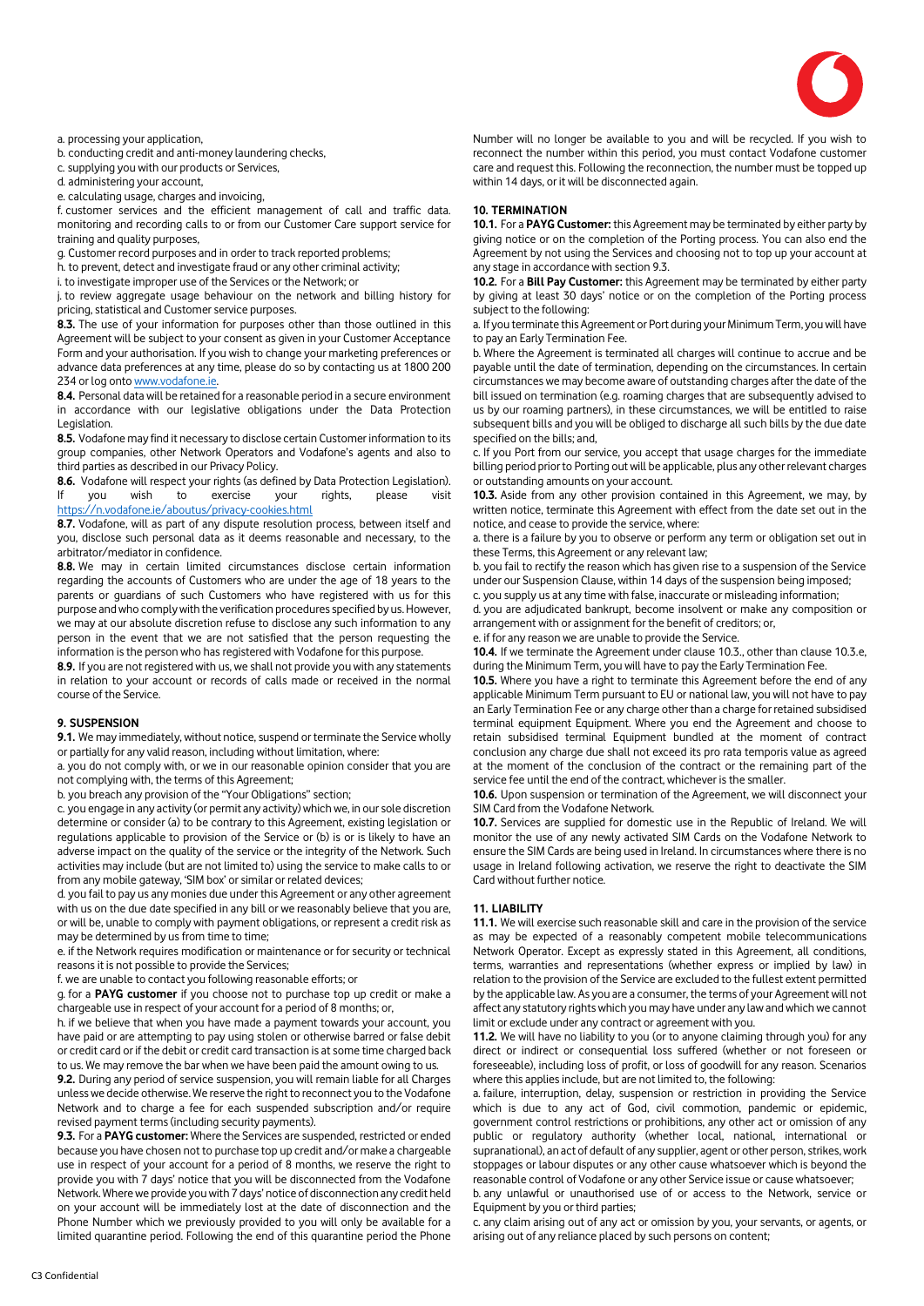a. processing your application,

b. conducting credit and anti-money laundering checks,

c. supplying you with our products or Services,

d. administering your account,

e. calculating usage, charges and invoicing,

f. customer services and the efficient management of call and traffic data. monitoring and recording calls to or from our Customer Care support service for training and quality purposes,

g. Customer record purposes and in order to track reported problems;

h. to prevent, detect and investigate fraud or any other criminal activity;

i. to investigate improper use of the Services or the Network; or

j. to review aggregate usage behaviour on the network and billing history for pricing, statistical and Customer service purposes.

**8.3.** The use of your information for purposes other than those outlined in this Agreement will be subject to your consent as given in your Customer Acceptance Form and your authorisation. If you wish to change your marketing preferences or advance data preferences at any time, please do so by contacting us at 1800 200 234 or log onto www.vodafone.ie.

**8.4.** Personal data will be retained for a reasonable period in a secure environment in accordance with our legislative obligations under the Data Protection Legislation.

**8.5.** Vodafone may find it necessary to disclose certain Customer information to its group companies, other Network Operators and Vodafone's agents and also to third parties as described in our Privacy Policy.

**8.6.** Vodafone will respect your rights (as defined by Data Protection Legislation). If you wish to exercise your rights, please visit https://n.vodafone.ie/aboutus/privacy-cookies.html

**8.7.** Vodafone, will as part of any dispute resolution process, between itself and you, disclose such personal data as it deems reasonable and necessary, to the arbitrator/mediator in confidence.

**8.8.** We may in certain limited circumstances disclose certain information regarding the accounts of Customers who are under the age of 18 years to the parents or guardians of such Customers who have registered with us for this purpose and who comply with the verification procedures specified by us. However, we may at our absolute discretion refuse to disclose any such information to any person in the event that we are not satisfied that the person requesting the information is the person who has registered with Vodafone for this purpose.

**8.9.** If you are not registered with us, we shall not provide you with any statements in relation to your account or records of calls made or received in the normal course of the Service.

### 9. SUSPENSION

**9.1.** We may immediately, without notice, suspend or terminate the Service wholly or partially for any valid reason, including without limitation, where:

a. you do not comply with, or we in our reasonable opinion consider that you are not complying with, the terms of this Agreement;

b. you breach any provision of the "Your Obligations" section;

c. you engage in any activity (or permit any activity) which we, in our sole discretion determine or consider (a) to be contrary to this Agreement, existing legislation or regulations applicable to provision of the Service or (b) is or is likely to have an adverse impact on the quality of the service or the integrity of the Network. Such activities may include (but are not limited to) using the service to make calls to or from any mobile gateway, 'SIM box' or similar or related devices;

d. you fail to pay us any monies due under this Agreement or any other agreement with us on the due date specified in any bill or we reasonably believe that you are, or will be, unable to comply with payment obligations, or represent a credit risk as may be determined by us from time to time;

e. if the Network requires modification or maintenance or for security or technical reasons it is not possible to provide the Services;

f. we are unable to contact you following reasonable efforts; or

g. for a **PAYG customer** if you choose not to purchase top up credit or make a chargeable use in respect of your account for a period of 8 months; or,

h. if we believe that when you have made a payment towards your account, you have paid or are attempting to pay using stolen or otherwise barred or false debit or credit card or if the debit or credit card transaction is at some time charged back to us. We may remove the bar when we have been paid the amount owing to us.

**9.2.** During any period of service suspension, you will remain liable for all Charges unless we decide otherwise. We reserve the right to reconnect you to the Vodafone Network and to charge a fee for each suspended subscription and/or require revised payment terms (including security payments).

**9.3.** For a **PAYG customer:** Where the Services are suspended, restricted or ended because you have chosen not to purchase top up credit and/or make a chargeable use in respect of your account for a period of 8 months, we reserve the right to provide you with 7 days' notice that you will be disconnected from the Vodafone Network. Where we provide you with 7 days' notice of disconnection any credit held on your account will be immediately lost at the date of disconnection and the Phone Number which we previously provided to you will only be available for a limited quarantine period. Following the end of this quarantine period the Phone Number will no longer be available to you and will be recycled. If you wish to reconnect the number within this period, you must contact Vodafone customer care and request this. Following the reconnection, the number must be topped up within 14 days, or it will be disconnected again.

### 10. TERMINATION

**10.1.** For a **PAYG Customer:** this Agreement may be terminated by either party by giving notice or on the completion of the Porting process. You can also end the Agreement by not using the Services and choosing not to top up your account at any stage in accordance with section 9.3.

**10.2.** For a **Bill Pay Customer:** this Agreement may be terminated by either party by giving at least 30 days' notice or on the completion of the Porting process subject to the following:

a. If you terminate this Agreement or Port during your Minimum Term, you will have to pay an Early Termination Fee.

b. Where the Agreement is terminated all charges will continue to accrue and be payable until the date of termination, depending on the circumstances. In certain circumstances we may become aware of outstanding charges after the date of the bill issued on termination (e.g. roaming charges that are subsequently advised to us by our roaming partners), in these circumstances, we will be entitled to raise subsequent bills and you will be obliged to discharge all such bills by the due date specified on the bills; and,

c. If you Port from our service, you accept that usage charges for the immediate billing period prior to Porting out will be applicable, plus any other relevant charges or outstanding amounts on your account.

**10.3.** Aside from any other provision contained in this Agreement, we may, by written notice, terminate this Agreement with effect from the date set out in the notice, and cease to provide the service, where:

a. there is a failure by you to observe or perform any term or obligation set out in these Terms, this Agreement or any relevant law;

b. you fail to rectify the reason which has given rise to a suspension of the Service under our Suspension Clause, within 14 days of the suspension being imposed;

c. you supply us at any time with false, inaccurate or misleading information;

d. you are adjudicated bankrupt, become insolvent or make any composition or arrangement with or assignment for the benefit of creditors; or,

e. if for any reason we are unable to provide the Service.

**10.4.** If we terminate the Agreement under clause 10.3., other than clause 10.3.e, during the Minimum Term, you will have to pay the Early Termination Fee.

**10.5.** Where you have a right to terminate this Agreement before the end of any applicable Minimum Term pursuant to EU or national law, you will not have to pay an Early Termination Fee or any charge other than a charge for retained subsidised terminal equipment Equipment. Where you end the Agreement and choose to retain subsidised terminal Equipment bundled at the moment of contract conclusion any charge due shall not exceed its pro rata temporis value as agreed at the moment of the conclusion of the contract or the remaining part of the service fee until the end of the contract, whichever is the smaller.

**10.6.** Upon suspension or termination of the Agreement, we will disconnect your SIM Card from the Vodafone Network.

**10.7.** Services are supplied for domestic use in the Republic of Ireland. We will monitor the use of any newly activated SIM Cards on the Vodafone Network to ensure the SIM Cards are being used in Ireland. In circumstances where there is no usage in Ireland following activation, we reserve the right to deactivate the SIM Card without further notice.

### 11. LIABILITY

**11.1.** We will exercise such reasonable skill and care in the provision of the service as may be expected of a reasonably competent mobile telecommunications Network Operator. Except as expressly stated in this Agreement, all conditions, terms, warranties and representations (whether express or implied by law) in relation to the provision of the Service are excluded to the fullest extent permitted by the applicable law. As you are a consumer, the terms of your Agreement will not affect any statutory rights which you may have under any law and which we cannot limit or exclude under any contract or agreement with you.

**11.2.** We will have no liability to you (or to anyone claiming through you) for any direct or indirect or consequential loss suffered (whether or not foreseen or foreseeable), including loss of profit, or loss of goodwill for any reason. Scenarios where this applies include, but are not limited to, the following:

a. failure, interruption, delay, suspension or restriction in providing the Service which is due to any act of God, civil commotion, pandemic or epidemic, government control restrictions or prohibitions, any other act or omission of any public or regulatory authority (whether local, national, international or supranational), an act of default of any supplier, agent or other person, strikes, work stoppages or labour disputes or any other cause whatsoever which is beyond the reasonable control of Vodafone or any other Service issue or cause whatsoever;

b. any unlawful or unauthorised use of or access to the Network, service or Equipment by you or third parties;

c. any claim arising out of any act or omission by you, your servants, or agents, or arising out of any reliance placed by such persons on content;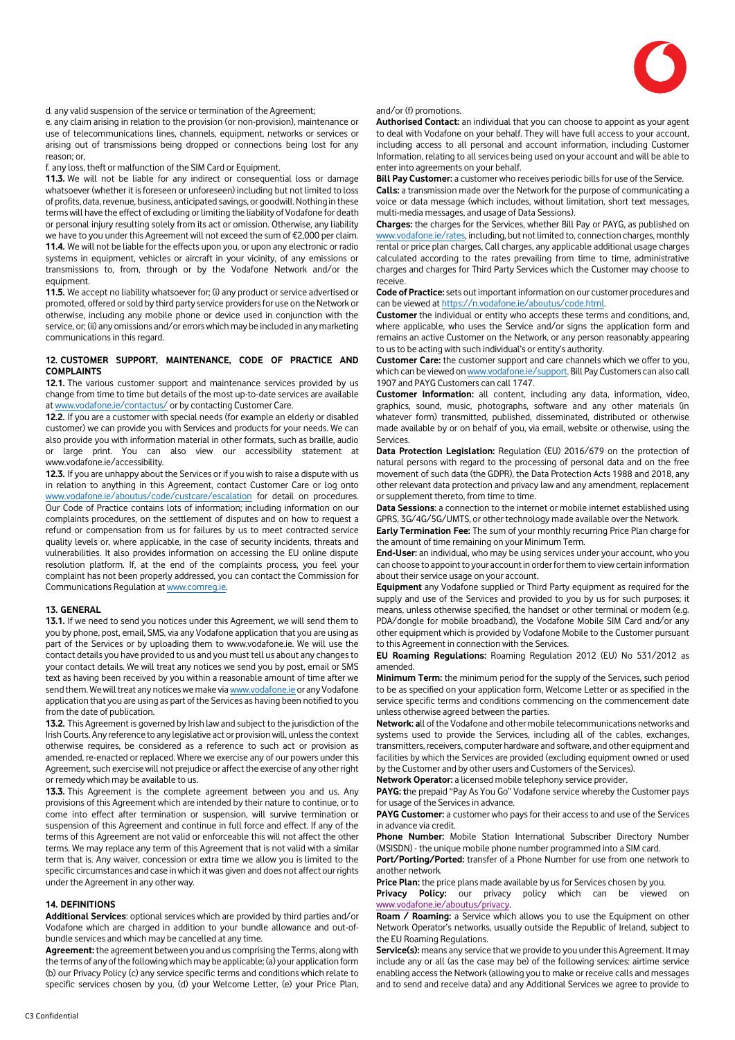d. any valid suspension of the service or termination of the Agreement;

e. any claim arising in relation to the provision (or non-provision), maintenance or use of telecommunications lines, channels, equipment, networks or services or arising out of transmissions being dropped or connections being lost for any reason; or,

f. any loss, theft or malfunction of the SIM Card or Equipment.

**11.3.** We will not be liable for any indirect or consequential loss or damage whatsoever (whether it is foreseen or unforeseen) including but not limited to loss of profits, data, revenue, business, anticipated savings, or goodwill. Nothing in these terms will have the effect of excluding or limiting the liability of Vodafone for death or personal injury resulting solely from its act or omission. Otherwise, any liability we have to you under this Agreement will not exceed the sum of €2,000 per claim.

**11.4.** We will not be liable for the effects upon you, or upon any electronic or radio systems in equipment, vehicles or aircraft in your vicinity, of any emissions or transmissions to, from, through or by the Vodafone Network and/or the equipment.

**11.5.** We accept no liability whatsoever for; (i) any product or service advertised or promoted, offered or sold by third party service providers for use on the Network or otherwise, including any mobile phone or device used in conjunction with the service, or; (ii) any omissions and/or errors which may be included in any marketing communications in this regard.

## 12. CUSTOMER SUPPORT, MAINTENANCE, CODE OF PRACTICE AND COMPLAINTS

**12.1.** The various customer support and maintenance services provided by us change from time to time but details of the most up-to-date services are available at www.vodafone.ie/contactus/ or by contacting Customer Care.

**12.2.** If you are a customer with special needs (for example an elderly or disabled customer) we can provide you with Services and products for your needs. We can also provide you with information material in other formats, such as braille, audio or large print. You can also view our accessibility statement at www.vodafone.ie/accessibility.

**12.3.** If you are unhappy about the Services or if you wish to raise a dispute with us in relation to anything in this Agreement, contact Customer Care or log onto www.vodafone.ie/aboutus/code/custcare/escalation for detail on procedures. Our Code of Practice contains lots of information; including information on our complaints procedures, on the settlement of disputes and on how to request a refund or compensation from us for failures by us to meet contracted service quality levels or, where applicable, in the case of security incidents, threats and vulnerabilities. It also provides information on accessing the EU online dispute resolution platform. If, at the end of the complaints process, you feel your complaint has not been properly addressed, you can contact the Commission for Communications Regulation at www.comreg.ie.

## 13. GENERAL

**13.1.** If we need to send you notices under this Agreement, we will send them to you by phone, post, email, SMS, via any Vodafone application that you are using as part of the Services or by uploading them to www.vodafone.ie. We will use the contact details you have provided to us and you must tell us about any changes to your contact details. We will treat any notices we send you by post, email or SMS text as having been received by you within a reasonable amount of time after we send them. We will treat any notices we make via www.vodafone.ie or any Vodafone application that you are using as part of the Services as having been notified to you from the date of publication.

**13.2.** This Agreement is governed by Irish law and subject to the jurisdiction of the Irish Courts. Any reference to any legislative act or provision will, unless the context otherwise requires, be considered as a reference to such act or provision as amended, re-enacted or replaced. Where we exercise any of our powers under this Agreement, such exercise will not prejudice or affect the exercise of any other right or remedy which may be available to us.

**13.3.** This Agreement is the complete agreement between you and us. Any provisions of this Agreement which are intended by their nature to continue, or to come into effect after termination or suspension, will survive termination or suspension of this Agreement and continue in full force and effect. If any of the terms of this Agreement are not valid or enforceable this will not affect the other terms. We may replace any term of this Agreement that is not valid with a similar term that is. Any waiver, concession or extra time we allow you is limited to the specific circumstances and case in which it was given and does not affect our rights under the Agreement in any other way.

## 14. DEFINITIONS

**Additional Services**: optional services which are provided by third parties and/or Vodafone which are charged in addition to your bundle allowance and out-of-bundle services and which may be cancelled at any time.

**Agreement:** the agreement between you and us comprising the Terms, along with the terms of any of the following which may be applicable; (a) your application form (b) our Privacy Policy (c) any service specific terms and conditions which relate to specific services chosen by you, (d) your Welcome Letter, (e) your Price Plan, and/or (f) promotions.

**Authorised Contact:** an individual that you can choose to appoint as your agent to deal with Vodafone on your behalf. They will have full access to your account, including access to all personal and account information, including Customer Information, relating to all services being used on your account and will be able to enter into agreements on your behalf.

**Bill Pay Customer:** a customer who receives periodic bills for use of the Service.

**Calls:** a transmission made over the Network for the purpose of communicating a voice or data message (which includes, without limitation, short text messages, multi-media messages, and usage of Data Sessions).

**Charges:** the charges for the Services, whether Bill Pay or PAYG, as published on www.vodafone.ie/rates, including, but not limited to, connection charges, monthly rental or price plan charges, Call charges, any applicable additional usage charges calculated according to the rates prevailing from time to time, administrative charges and charges for Third Party Services which the Customer may choose to receive.

**Code of Practice:** sets out important information on our customer procedures and can be viewed at https://n.vodafone.ie/aboutus/code.html.

**Customer** the individual or entity who accepts these terms and conditions, and, where applicable, who uses the Service and/or signs the application form and remains an active Customer on the Network, or any person reasonably appearing to us to be acting with such individual's or entity's authority.

**Customer Care:** the customer support and care channels which we offer to you, which can be viewed on www.vodafone.ie/support. Bill Pay Customers can also call 1907 and PAYG Customers can call 1747.

**Customer Information:** all content, including any data, information, video, graphics, sound, music, photographs, software and any other materials (in whatever form) transmitted, published, disseminated, distributed or otherwise made available by or on behalf of you, via email, website or otherwise, using the Services.

**Data Protection Legislation:** Regulation (EU) 2016/679 on the protection of natural persons with regard to the processing of personal data and on the free movement of such data (the GDPR), the Data Protection Acts 1988 and 2018, any other relevant data protection and privacy law and any amendment, replacement or supplement thereto, from time to time.

**Data Sessions**: a connection to the internet or mobile internet established using GPRS, 3G/4G/5G/UMTS, or other technology made available over the Network.

**Early Termination Fee:** The sum of your monthly recurring Price Plan charge for the amount of time remaining on your Minimum Term.

**End-User:** an individual, who may be using services under your account, who you can choose to appoint to your account in order for them to view certain information about their service usage on your account.

**Equipment** any Vodafone supplied or Third Party equipment as required for the supply and use of the Services and provided to you by us for such purposes; it means, unless otherwise specified, the handset or other terminal or modem (e.g. PDA/dongle for mobile broadband), the Vodafone Mobile SIM Card and/or any other equipment which is provided by Vodafone Mobile to the Customer pursuant to this Agreement in connection with the Services.

**EU Roaming Regulations:** Roaming Regulation 2012 (EU) No 531/2012 as amended.

**Minimum Term:** the minimum period for the supply of the Services, such period to be as specified on your application form, Welcome Letter or as specified in the service specific terms and conditions commencing on the commencement date unless otherwise agreed between the parties.

**Network:** **a**ll of the Vodafone and other mobile telecommunications networks and systems used to provide the Services, including all of the cables, exchanges, transmitters, receivers, computer hardware and software, and other equipment and facilities by which the Services are provided (excluding equipment owned or used by the Customer and by other users and Customers of the Services).

**Network Operator:** a licensed mobile telephony service provider.

**PAYG:** **t**he prepaid "Pay As You Go" Vodafone service whereby the Customer pays for usage of the Services in advance.

**PAYG Customer:** a customer who pays for their access to and use of the Services in advance via credit.

**Phone Number:** Mobile Station International Subscriber Directory Number (MSISDN) - the unique mobile phone number programmed into a SIM card.

**Port/Porting/Ported:** transfer of a Phone Number for use from one network to another network.

**Price Plan:** the price plans made available by us for Services chosen by you.

**Privacy Policy:** our privacy policy which can be viewed on www.vodafone.ie/aboutus/privacy.

**Roam / Roaming:** a Service which allows you to use the Equipment on other Network Operator's networks, usually outside the Republic of Ireland, subject to the EU Roaming Regulations.

**Service(s):** means any service that we provide to you under this Agreement. It may include any or all (as the case may be) of the following services: airtime service enabling access the Network (allowing you to make or receive calls and messages and to send and receive data) and any Additional Services we agree to provide to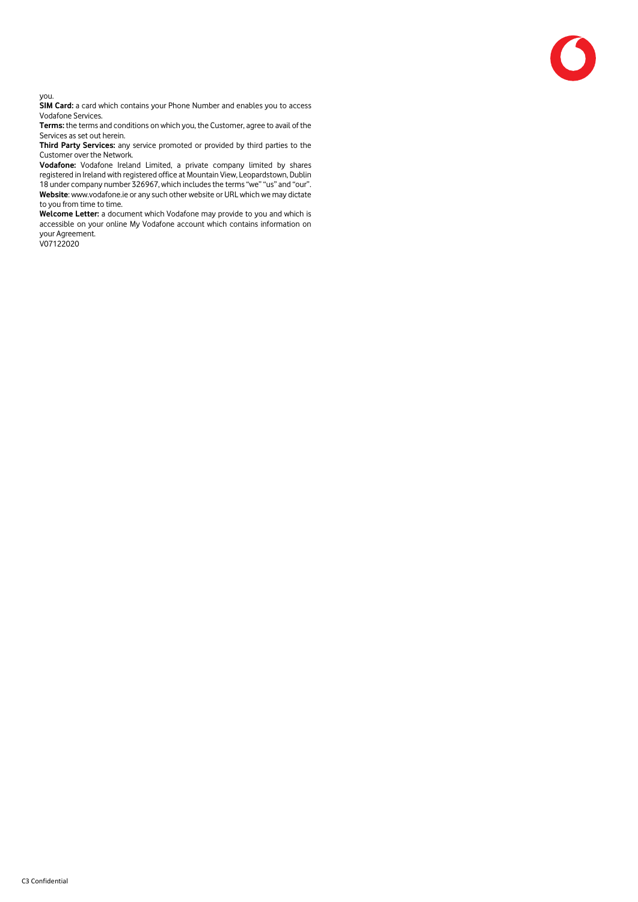you.

**SIM Card:** a card which contains your Phone Number and enables you to access Vodafone Services.

**Terms:** the terms and conditions on which you, the Customer, agree to avail of the Services as set out herein.

**Third Party Services:** any service promoted or provided by third parties to the Customer over the Network.

**Vodafone:** Vodafone Ireland Limited, a private company limited by shares registered in Ireland with registered office at Mountain View, Leopardstown, Dublin 18 under company number 326967, which includes the terms "we" "us" and "our".

**Website**: www.vodafone.ie or any such other website or URL which we may dictate to you from time to time.

**Welcome Letter:** a document which Vodafone may provide to you and which is accessible on your online My Vodafone account which contains information on your Agreement.

V07122020